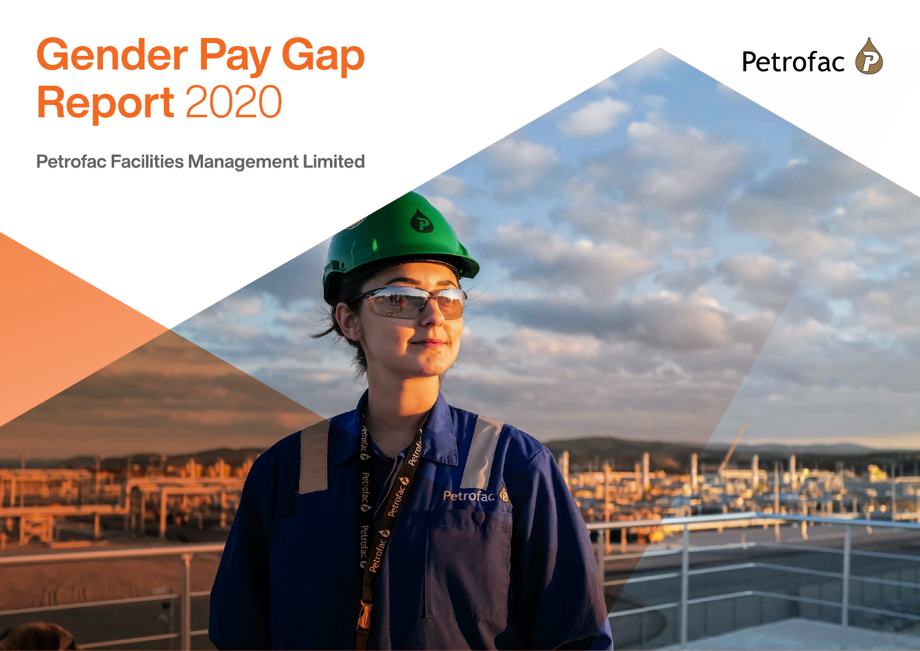# Gender Pay Gap Report 2020

Petrofac

## Petrofac Facilities Management Limited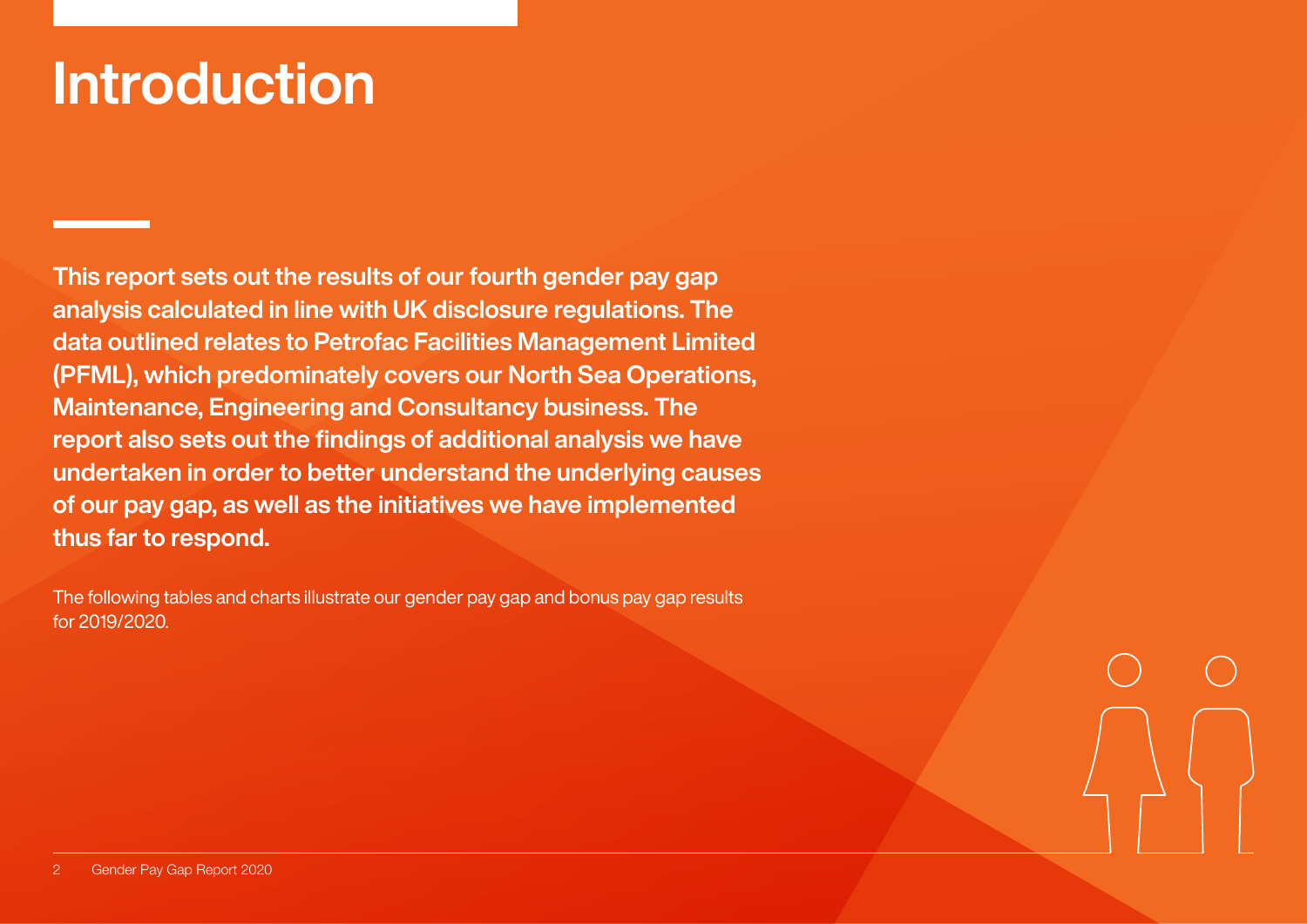# Introduction

**This report sets out the results of our fourth gender pay gap analysis calculated in line with UK disclosure regulations. The data outlined relates to Petrofac Facilities Management Limited (PFML), which predominately covers our North Sea Operations, Maintenance, Engineering and Consultancy business. The report also sets out the findings of additional analysis we have undertaken in order to better understand the underlying causes of our pay gap, as well as the initiatives we have implemented thus far to respond.**

The following tables and charts illustrate our gender pay gap and bonus pay gap results for 2019/2020.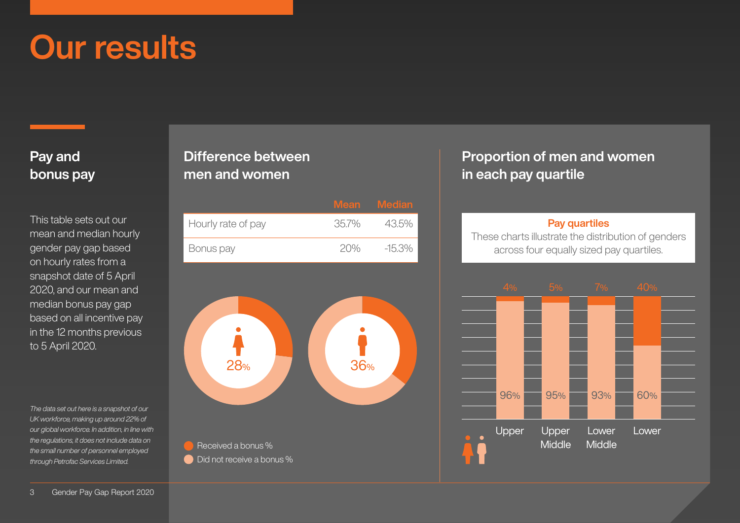# Our results

## Pay and bonus pay

This table sets out our mean and median hourly gender pay gap based on hourly rates from a snapshot date of 5 April 2020, and our mean and median bonus pay gap based on all incentive pay in the 12 months previous to 5 April 2020.

*The data set out here is a snapshot of our UK workforce, making up around 22% of our global workforce. In addition, in line with the regulations, it does not include data on the small number of personnel employed through Petrofac Services Limited.*

## Difference between men and women

| | Mean | Median |
|---|---|---|
| Hourly rate of pay | 35.7% | 43.5% |
| Bonus pay | 20% | -15.3% |

| | Received a bonus % |
|---|---|
| Women | 28% |
| Men | 36% |

- Received a bonus %
- Did not receive a bonus %

## Proportion of men and women in each pay quartile

**Pay quartiles**
These charts illustrate the distribution of genders across four equally sized pay quartiles.

| | Upper | Upper Middle | Lower Middle | Lower |
|---|---|---|---|---|
| Women | 4% | 5% | 7% | 40% |
| Men | 96% | 95% | 93% | 60% |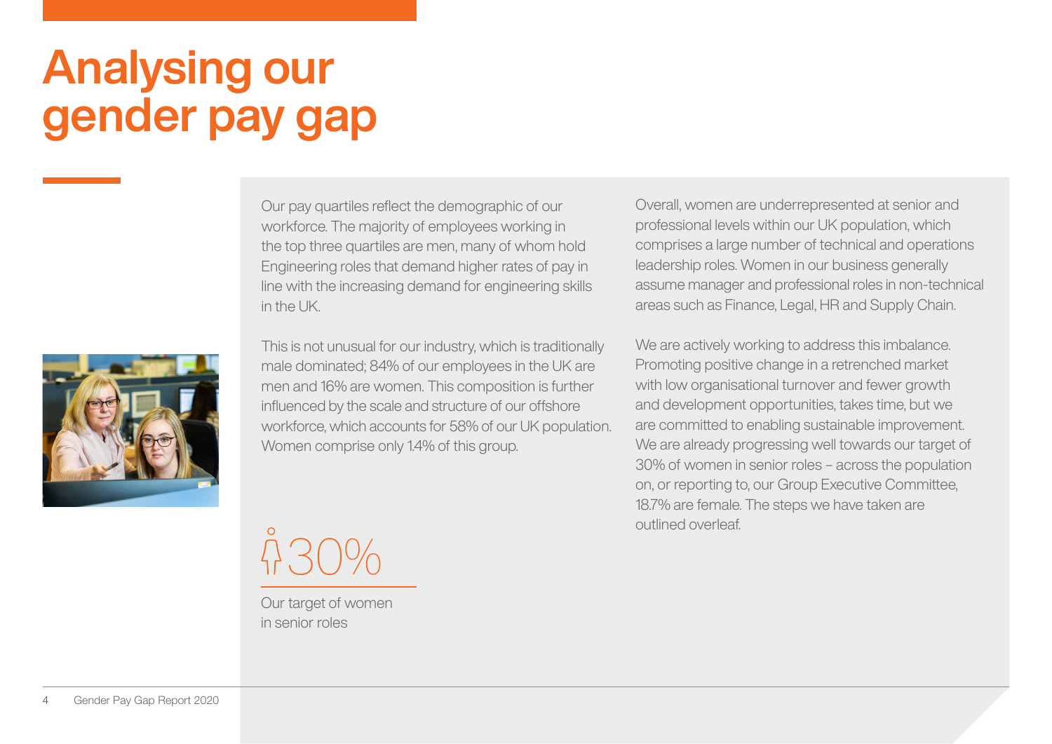# Analysing our gender pay gap

Our pay quartiles reflect the demographic of our workforce. The majority of employees working in the top three quartiles are men, many of whom hold Engineering roles that demand higher rates of pay in line with the increasing demand for engineering skills in the UK.

This is not unusual for our industry, which is traditionally male dominated; 84% of our employees in the UK are men and 16% are women. This composition is further influenced by the scale and structure of our offshore workforce, which accounts for 58% of our UK population. Women comprise only 1.4% of this group.

30%

Our target of women in senior roles

Overall, women are underrepresented at senior and professional levels within our UK population, which comprises a large number of technical and operations leadership roles. Women in our business generally assume manager and professional roles in non-technical areas such as Finance, Legal, HR and Supply Chain.

We are actively working to address this imbalance. Promoting positive change in a retrenched market with low organisational turnover and fewer growth and development opportunities, takes time, but we are committed to enabling sustainable improvement. We are already progressing well towards our target of 30% of women in senior roles – across the population on, or reporting to, our Group Executive Committee, 18.7% are female. The steps we have taken are outlined overleaf.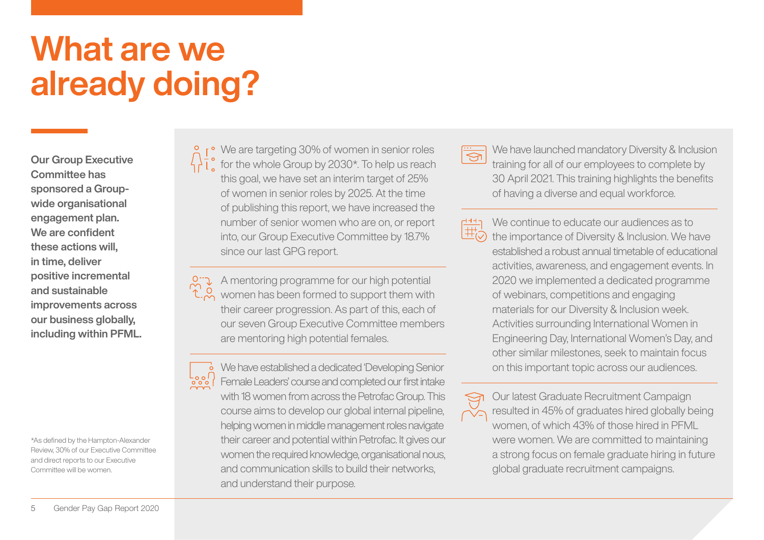# What are we already doing?

**Our Group Executive Committee has sponsored a Group-wide organisational engagement plan. We are confident these actions will, in time, deliver positive incremental and sustainable improvements across our business globally, including within PFML.**

*As defined by the Hampton-Alexander Review, 30% of our Executive Committee and direct reports to our Executive Committee will be women.

We are targeting 30% of women in senior roles for the whole Group by 2030*. To help us reach this goal, we have set an interim target of 25% of women in senior roles by 2025. At the time of publishing this report, we have increased the number of senior women who are on, or report into, our Group Executive Committee by 18.7% since our last GPG report.

A mentoring programme for our high potential women has been formed to support them with their career progression. As part of this, each of our seven Group Executive Committee members are mentoring high potential females.

We have established a dedicated 'Developing Senior Female Leaders' course and completed our first intake with 18 women from across the Petrofac Group. This course aims to develop our global internal pipeline, helping women in middle management roles navigate their career and potential within Petrofac. It gives our women the required knowledge, organisational nous, and communication skills to build their networks, and understand their purpose.

We have launched mandatory Diversity & Inclusion training for all of our employees to complete by 30 April 2021. This training highlights the benefits of having a diverse and equal workforce.

We continue to educate our audiences as to the importance of Diversity & Inclusion. We have established a robust annual timetable of educational activities, awareness, and engagement events. In 2020 we implemented a dedicated programme of webinars, competitions and engaging materials for our Diversity & Inclusion week. Activities surrounding International Women in Engineering Day, International Women's Day, and other similar milestones, seek to maintain focus on this important topic across our audiences.

Our latest Graduate Recruitment Campaign resulted in 45% of graduates hired globally being women, of which 43% of those hired in PFML were women. We are committed to maintaining a strong focus on female graduate hiring in future global graduate recruitment campaigns.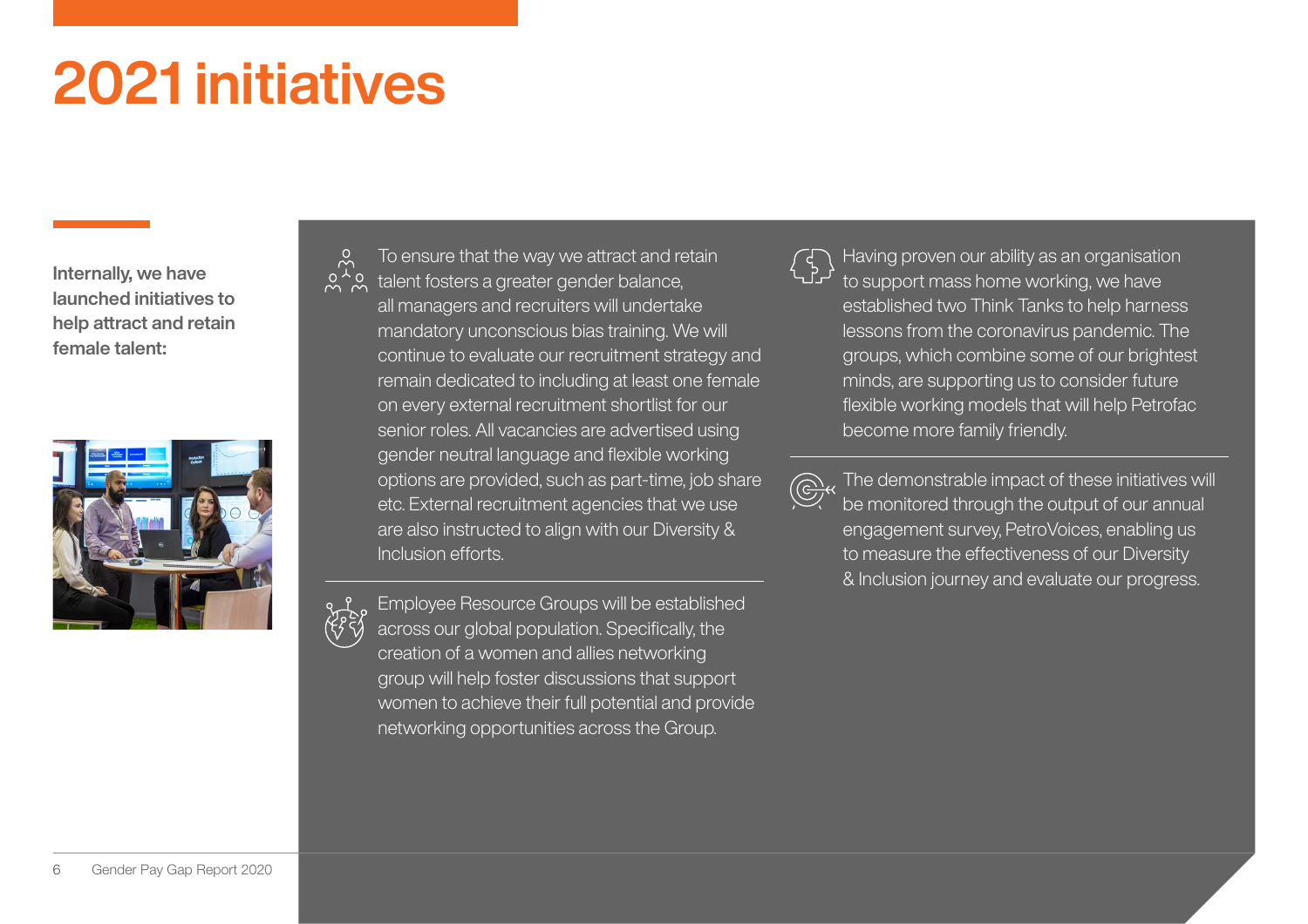# 2021 initiatives

**Internally, we have launched initiatives to help attract and retain female talent:**

To ensure that the way we attract and retain talent fosters a greater gender balance, all managers and recruiters will undertake mandatory unconscious bias training. We will continue to evaluate our recruitment strategy and remain dedicated to including at least one female on every external recruitment shortlist for our senior roles. All vacancies are advertised using gender neutral language and flexible working options are provided, such as part-time, job share etc. External recruitment agencies that we use are also instructed to align with our Diversity & Inclusion efforts.

Employee Resource Groups will be established across our global population. Specifically, the creation of a women and allies networking group will help foster discussions that support women to achieve their full potential and provide networking opportunities across the Group.

Having proven our ability as an organisation to support mass home working, we have established two Think Tanks to help harness lessons from the coronavirus pandemic. The groups, which combine some of our brightest minds, are supporting us to consider future flexible working models that will help Petrofac become more family friendly.

The demonstrable impact of these initiatives will be monitored through the output of our annual engagement survey, PetroVoices, enabling us to measure the effectiveness of our Diversity & Inclusion journey and evaluate our progress.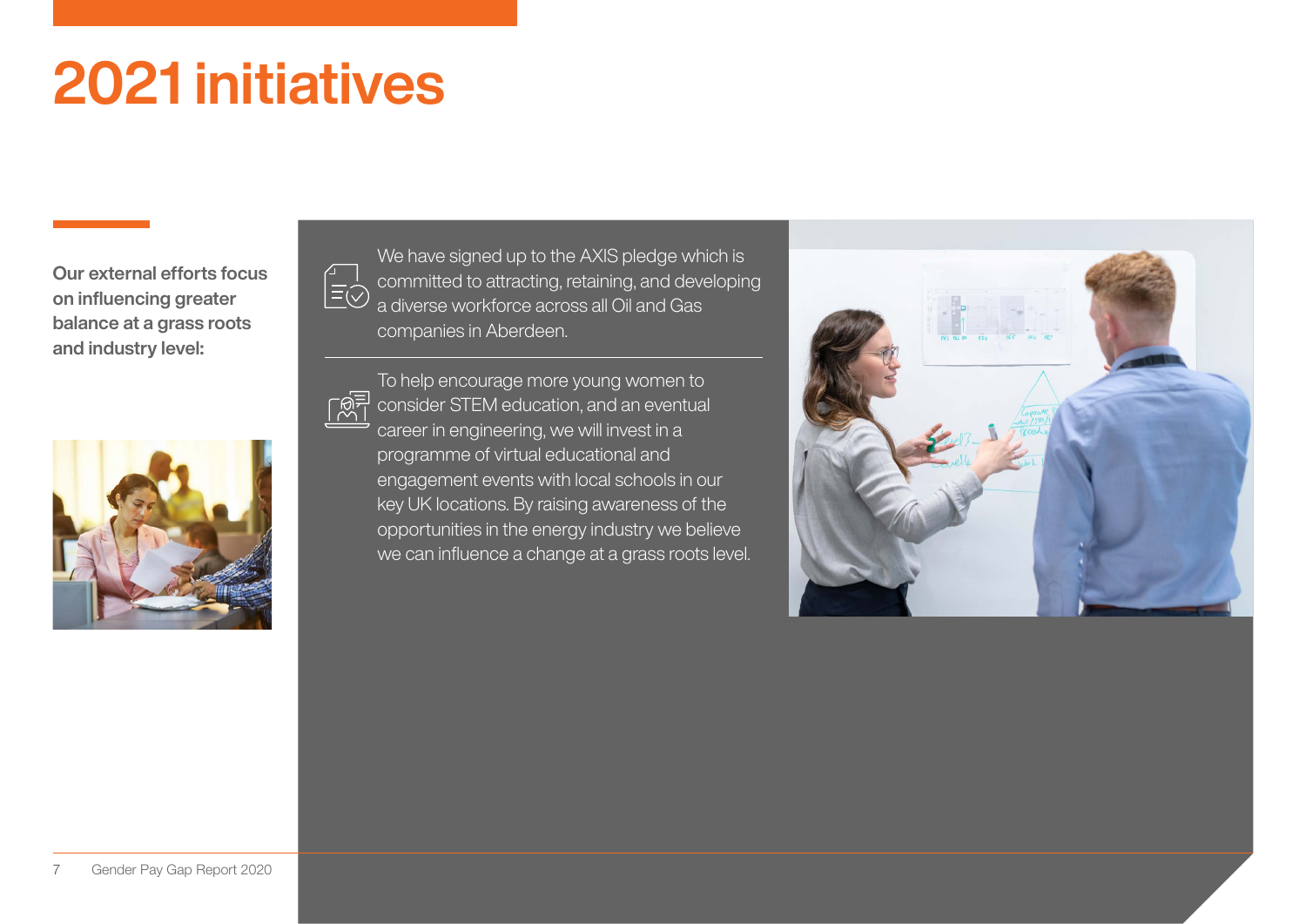# 2021 initiatives

**Our external efforts focus on influencing greater balance at a grass roots and industry level:**

We have signed up to the AXIS pledge which is committed to attracting, retaining, and developing a diverse workforce across all Oil and Gas companies in Aberdeen.

To help encourage more young women to consider STEM education, and an eventual career in engineering, we will invest in a programme of virtual educational and engagement events with local schools in our key UK locations. By raising awareness of the opportunities in the energy industry we believe we can influence a change at a grass roots level.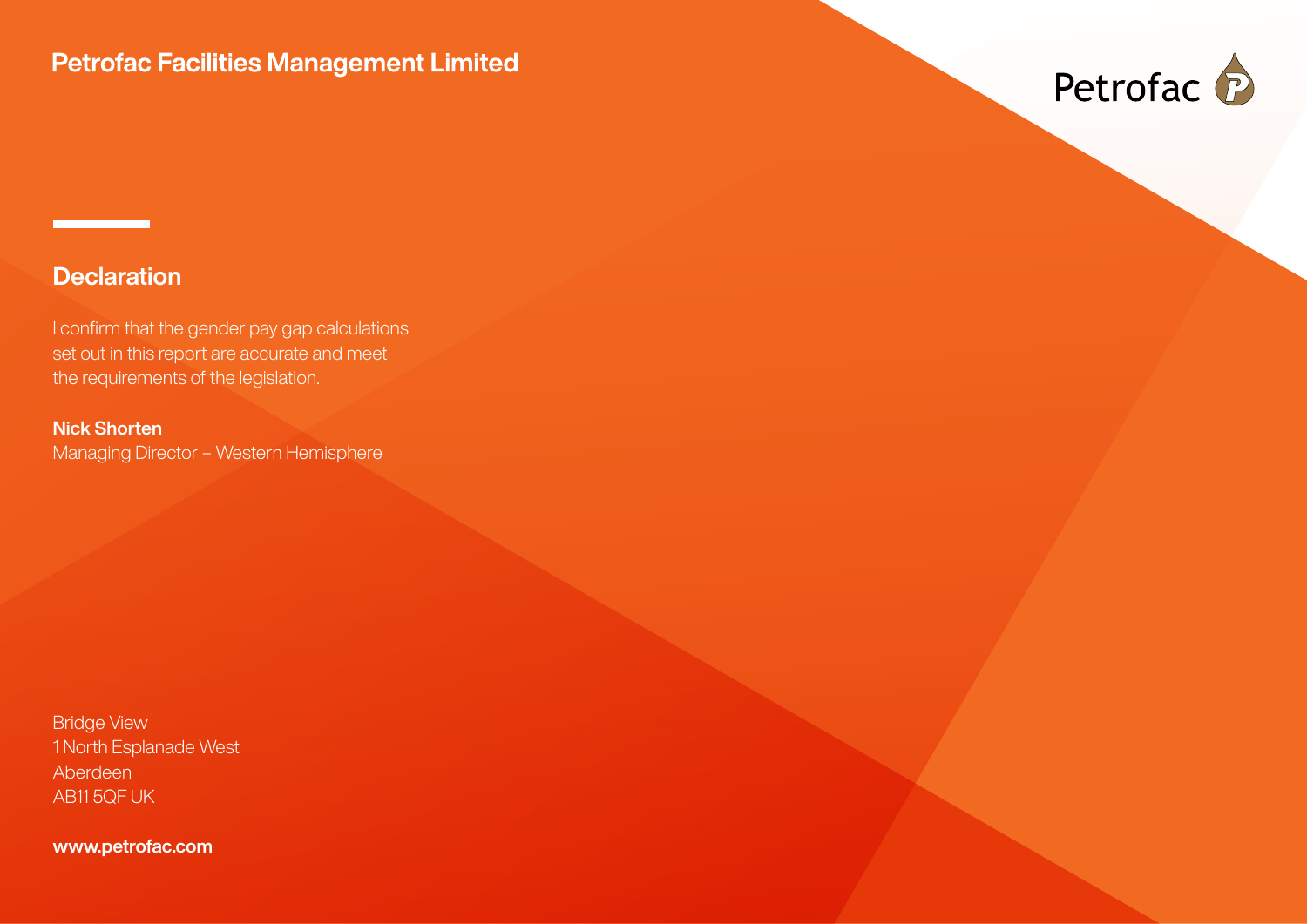**Petrofac Facilities Management Limited**

Petrofac

## Declaration

I confirm that the gender pay gap calculations set out in this report are accurate and meet the requirements of the legislation.

**Nick Shorten**
Managing Director – Western Hemisphere

Bridge View
1 North Esplanade West
Aberdeen
AB11 5QF UK

**www.petrofac.com**